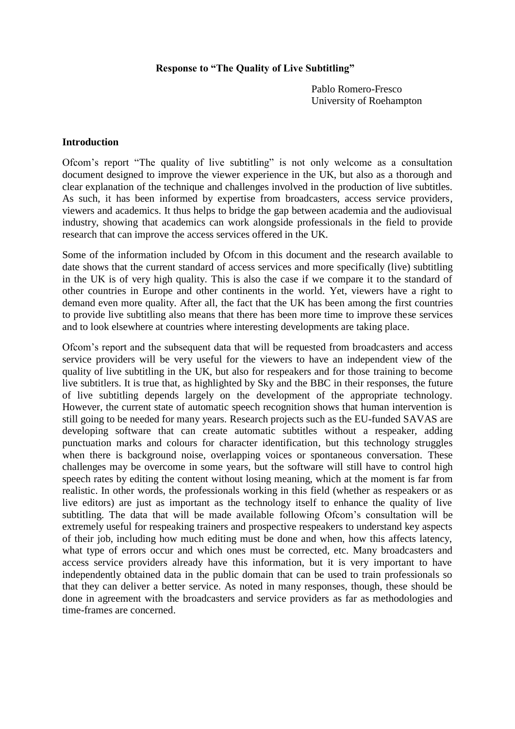**Response to "The Quality of Live Subtitling"**

Pablo Romero-Fresco
University of Roehampton

## Introduction

Ofcom's report "The quality of live subtitling" is not only welcome as a consultation document designed to improve the viewer experience in the UK, but also as a thorough and clear explanation of the technique and challenges involved in the production of live subtitles. As such, it has been informed by expertise from broadcasters, access service providers, viewers and academics. It thus helps to bridge the gap between academia and the audiovisual industry, showing that academics can work alongside professionals in the field to provide research that can improve the access services offered in the UK.

Some of the information included by Ofcom in this document and the research available to date shows that the current standard of access services and more specifically (live) subtitling in the UK is of very high quality. This is also the case if we compare it to the standard of other countries in Europe and other continents in the world. Yet, viewers have a right to demand even more quality. After all, the fact that the UK has been among the first countries to provide live subtitling also means that there has been more time to improve these services and to look elsewhere at countries where interesting developments are taking place.

Ofcom's report and the subsequent data that will be requested from broadcasters and access service providers will be very useful for the viewers to have an independent view of the quality of live subtitling in the UK, but also for respeakers and for those training to become live subtitlers. It is true that, as highlighted by Sky and the BBC in their responses, the future of live subtitling depends largely on the development of the appropriate technology. However, the current state of automatic speech recognition shows that human intervention is still going to be needed for many years. Research projects such as the EU-funded SAVAS are developing software that can create automatic subtitles without a respeaker, adding punctuation marks and colours for character identification, but this technology struggles when there is background noise, overlapping voices or spontaneous conversation. These challenges may be overcome in some years, but the software will still have to control high speech rates by editing the content without losing meaning, which at the moment is far from realistic. In other words, the professionals working in this field (whether as respeakers or as live editors) are just as important as the technology itself to enhance the quality of live subtitling. The data that will be made available following Ofcom's consultation will be extremely useful for respeaking trainers and prospective respeakers to understand key aspects of their job, including how much editing must be done and when, how this affects latency, what type of errors occur and which ones must be corrected, etc. Many broadcasters and access service providers already have this information, but it is very important to have independently obtained data in the public domain that can be used to train professionals so that they can deliver a better service. As noted in many responses, though, these should be done in agreement with the broadcasters and service providers as far as methodologies and time-frames are concerned.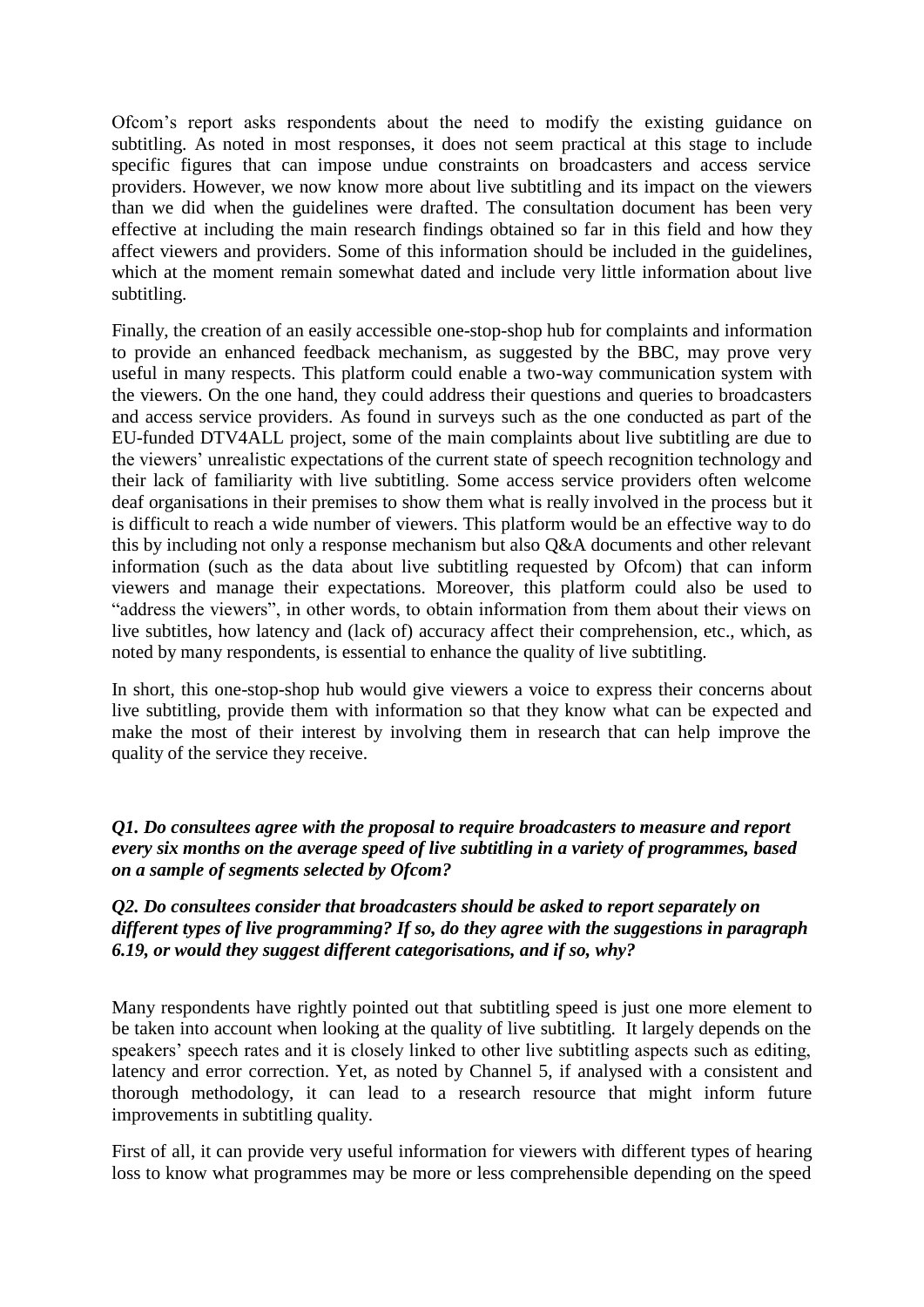Ofcom's report asks respondents about the need to modify the existing guidance on subtitling. As noted in most responses, it does not seem practical at this stage to include specific figures that can impose undue constraints on broadcasters and access service providers. However, we now know more about live subtitling and its impact on the viewers than we did when the guidelines were drafted. The consultation document has been very effective at including the main research findings obtained so far in this field and how they affect viewers and providers. Some of this information should be included in the guidelines, which at the moment remain somewhat dated and include very little information about live subtitling.

Finally, the creation of an easily accessible one-stop-shop hub for complaints and information to provide an enhanced feedback mechanism, as suggested by the BBC, may prove very useful in many respects. This platform could enable a two-way communication system with the viewers. On the one hand, they could address their questions and queries to broadcasters and access service providers. As found in surveys such as the one conducted as part of the EU-funded DTV4ALL project, some of the main complaints about live subtitling are due to the viewers' unrealistic expectations of the current state of speech recognition technology and their lack of familiarity with live subtitling. Some access service providers often welcome deaf organisations in their premises to show them what is really involved in the process but it is difficult to reach a wide number of viewers. This platform would be an effective way to do this by including not only a response mechanism but also Q&A documents and other relevant information (such as the data about live subtitling requested by Ofcom) that can inform viewers and manage their expectations. Moreover, this platform could also be used to "address the viewers", in other words, to obtain information from them about their views on live subtitles, how latency and (lack of) accuracy affect their comprehension, etc., which, as noted by many respondents, is essential to enhance the quality of live subtitling.

In short, this one-stop-shop hub would give viewers a voice to express their concerns about live subtitling, provide them with information so that they know what can be expected and make the most of their interest by involving them in research that can help improve the quality of the service they receive.

***Q1. Do consultees agree with the proposal to require broadcasters to measure and report every six months on the average speed of live subtitling in a variety of programmes, based on a sample of segments selected by Ofcom?***

***Q2. Do consultees consider that broadcasters should be asked to report separately on different types of live programming? If so, do they agree with the suggestions in paragraph 6.19, or would they suggest different categorisations, and if so, why?***

Many respondents have rightly pointed out that subtitling speed is just one more element to be taken into account when looking at the quality of live subtitling. It largely depends on the speakers' speech rates and it is closely linked to other live subtitling aspects such as editing, latency and error correction. Yet, as noted by Channel 5, if analysed with a consistent and thorough methodology, it can lead to a research resource that might inform future improvements in subtitling quality.

First of all, it can provide very useful information for viewers with different types of hearing loss to know what programmes may be more or less comprehensible depending on the speed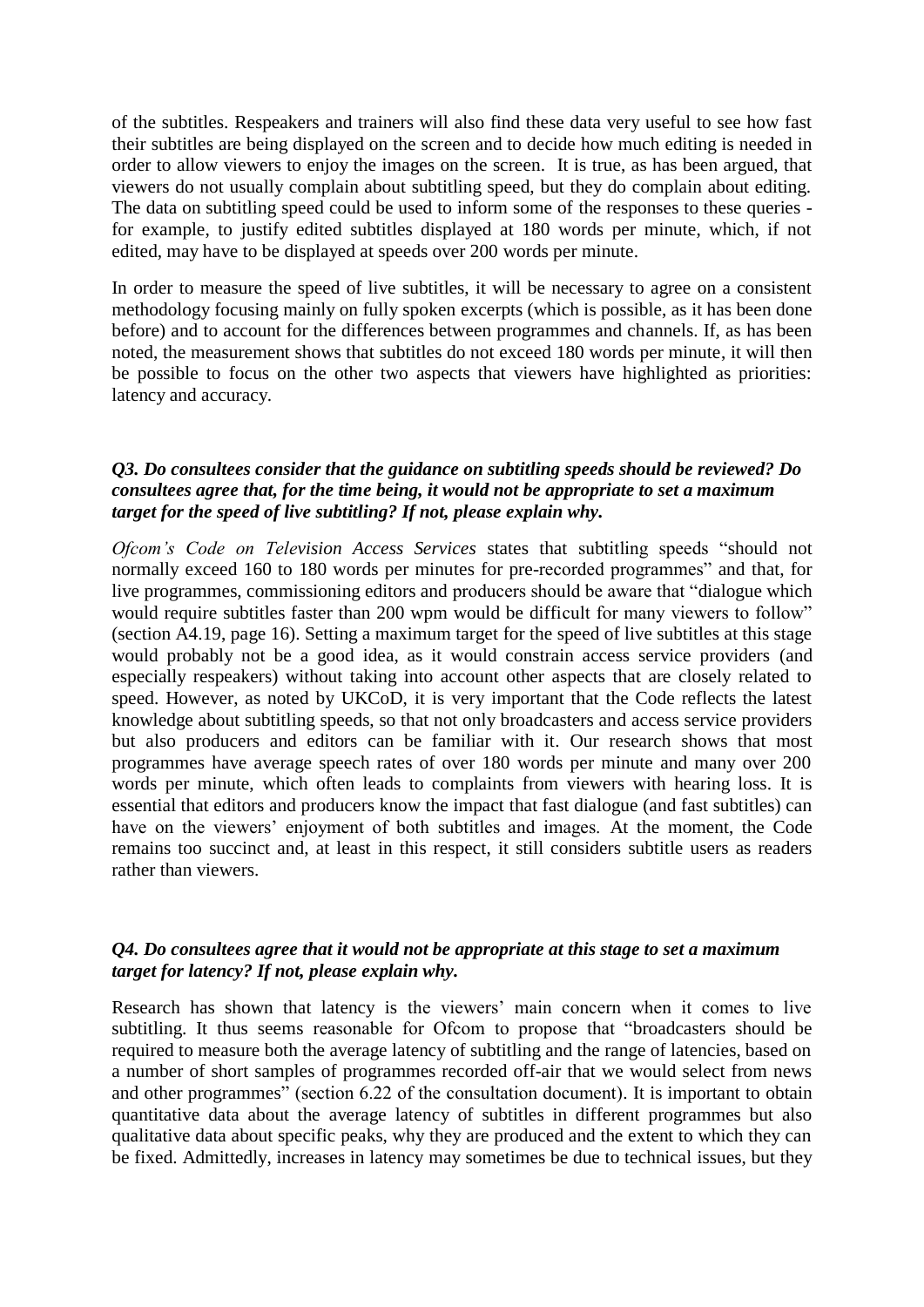of the subtitles. Respeakers and trainers will also find these data very useful to see how fast their subtitles are being displayed on the screen and to decide how much editing is needed in order to allow viewers to enjoy the images on the screen. It is true, as has been argued, that viewers do not usually complain about subtitling speed, but they do complain about editing. The data on subtitling speed could be used to inform some of the responses to these queries - for example, to justify edited subtitles displayed at 180 words per minute, which, if not edited, may have to be displayed at speeds over 200 words per minute.

In order to measure the speed of live subtitles, it will be necessary to agree on a consistent methodology focusing mainly on fully spoken excerpts (which is possible, as it has been done before) and to account for the differences between programmes and channels. If, as has been noted, the measurement shows that subtitles do not exceed 180 words per minute, it will then be possible to focus on the other two aspects that viewers have highlighted as priorities: latency and accuracy.

***Q3. Do consultees consider that the guidance on subtitling speeds should be reviewed? Do consultees agree that, for the time being, it would not be appropriate to set a maximum target for the speed of live subtitling? If not, please explain why.***

*Ofcom's Code on Television Access Services* states that subtitling speeds "should not normally exceed 160 to 180 words per minutes for pre-recorded programmes" and that, for live programmes, commissioning editors and producers should be aware that "dialogue which would require subtitles faster than 200 wpm would be difficult for many viewers to follow" (section A4.19, page 16). Setting a maximum target for the speed of live subtitles at this stage would probably not be a good idea, as it would constrain access service providers (and especially respeakers) without taking into account other aspects that are closely related to speed. However, as noted by UKCoD, it is very important that the Code reflects the latest knowledge about subtitling speeds, so that not only broadcasters and access service providers but also producers and editors can be familiar with it. Our research shows that most programmes have average speech rates of over 180 words per minute and many over 200 words per minute, which often leads to complaints from viewers with hearing loss. It is essential that editors and producers know the impact that fast dialogue (and fast subtitles) can have on the viewers' enjoyment of both subtitles and images. At the moment, the Code remains too succinct and, at least in this respect, it still considers subtitle users as readers rather than viewers.

***Q4. Do consultees agree that it would not be appropriate at this stage to set a maximum target for latency? If not, please explain why.***

Research has shown that latency is the viewers' main concern when it comes to live subtitling. It thus seems reasonable for Ofcom to propose that "broadcasters should be required to measure both the average latency of subtitling and the range of latencies, based on a number of short samples of programmes recorded off-air that we would select from news and other programmes" (section 6.22 of the consultation document). It is important to obtain quantitative data about the average latency of subtitles in different programmes but also qualitative data about specific peaks, why they are produced and the extent to which they can be fixed. Admittedly, increases in latency may sometimes be due to technical issues, but they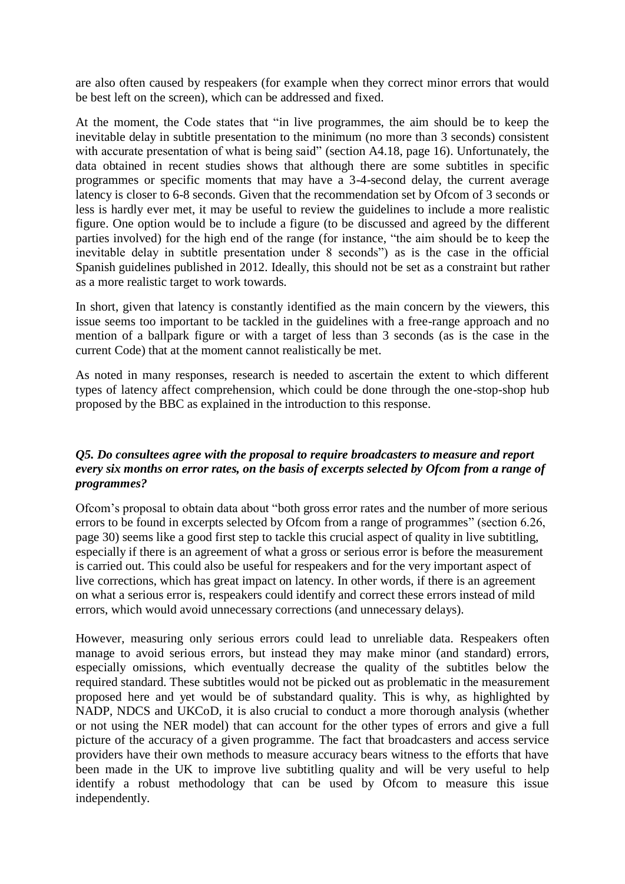are also often caused by respeakers (for example when they correct minor errors that would be best left on the screen), which can be addressed and fixed.

At the moment, the Code states that "in live programmes, the aim should be to keep the inevitable delay in subtitle presentation to the minimum (no more than 3 seconds) consistent with accurate presentation of what is being said" (section A4.18, page 16). Unfortunately, the data obtained in recent studies shows that although there are some subtitles in specific programmes or specific moments that may have a 3-4-second delay, the current average latency is closer to 6-8 seconds. Given that the recommendation set by Ofcom of 3 seconds or less is hardly ever met, it may be useful to review the guidelines to include a more realistic figure. One option would be to include a figure (to be discussed and agreed by the different parties involved) for the high end of the range (for instance, "the aim should be to keep the inevitable delay in subtitle presentation under 8 seconds") as is the case in the official Spanish guidelines published in 2012. Ideally, this should not be set as a constraint but rather as a more realistic target to work towards.

In short, given that latency is constantly identified as the main concern by the viewers, this issue seems too important to be tackled in the guidelines with a free-range approach and no mention of a ballpark figure or with a target of less than 3 seconds (as is the case in the current Code) that at the moment cannot realistically be met.

As noted in many responses, research is needed to ascertain the extent to which different types of latency affect comprehension, which could be done through the one-stop-shop hub proposed by the BBC as explained in the introduction to this response.

***Q5. Do consultees agree with the proposal to require broadcasters to measure and report every six months on error rates, on the basis of excerpts selected by Ofcom from a range of programmes?***

Ofcom's proposal to obtain data about "both gross error rates and the number of more serious errors to be found in excerpts selected by Ofcom from a range of programmes" (section 6.26, page 30) seems like a good first step to tackle this crucial aspect of quality in live subtitling, especially if there is an agreement of what a gross or serious error is before the measurement is carried out. This could also be useful for respeakers and for the very important aspect of live corrections, which has great impact on latency. In other words, if there is an agreement on what a serious error is, respeakers could identify and correct these errors instead of mild errors, which would avoid unnecessary corrections (and unnecessary delays).

However, measuring only serious errors could lead to unreliable data. Respeakers often manage to avoid serious errors, but instead they may make minor (and standard) errors, especially omissions, which eventually decrease the quality of the subtitles below the required standard. These subtitles would not be picked out as problematic in the measurement proposed here and yet would be of substandard quality. This is why, as highlighted by NADP, NDCS and UKCoD, it is also crucial to conduct a more thorough analysis (whether or not using the NER model) that can account for the other types of errors and give a full picture of the accuracy of a given programme. The fact that broadcasters and access service providers have their own methods to measure accuracy bears witness to the efforts that have been made in the UK to improve live subtitling quality and will be very useful to help identify a robust methodology that can be used by Ofcom to measure this issue independently.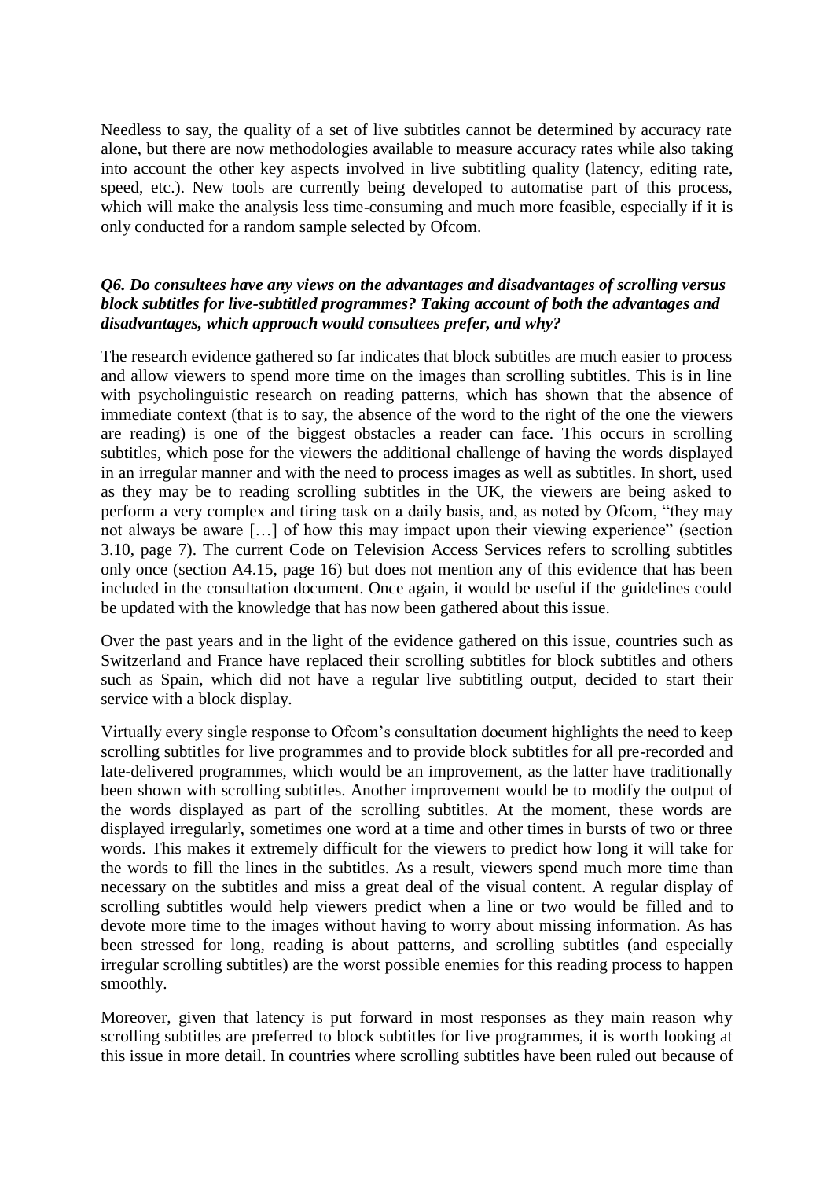Needless to say, the quality of a set of live subtitles cannot be determined by accuracy rate alone, but there are now methodologies available to measure accuracy rates while also taking into account the other key aspects involved in live subtitling quality (latency, editing rate, speed, etc.). New tools are currently being developed to automatise part of this process, which will make the analysis less time-consuming and much more feasible, especially if it is only conducted for a random sample selected by Ofcom.

***Q6. Do consultees have any views on the advantages and disadvantages of scrolling versus block subtitles for live-subtitled programmes? Taking account of both the advantages and disadvantages, which approach would consultees prefer, and why?***

The research evidence gathered so far indicates that block subtitles are much easier to process and allow viewers to spend more time on the images than scrolling subtitles. This is in line with psycholinguistic research on reading patterns, which has shown that the absence of immediate context (that is to say, the absence of the word to the right of the one the viewers are reading) is one of the biggest obstacles a reader can face. This occurs in scrolling subtitles, which pose for the viewers the additional challenge of having the words displayed in an irregular manner and with the need to process images as well as subtitles. In short, used as they may be to reading scrolling subtitles in the UK, the viewers are being asked to perform a very complex and tiring task on a daily basis, and, as noted by Ofcom, "they may not always be aware […] of how this may impact upon their viewing experience" (section 3.10, page 7). The current Code on Television Access Services refers to scrolling subtitles only once (section A4.15, page 16) but does not mention any of this evidence that has been included in the consultation document. Once again, it would be useful if the guidelines could be updated with the knowledge that has now been gathered about this issue.

Over the past years and in the light of the evidence gathered on this issue, countries such as Switzerland and France have replaced their scrolling subtitles for block subtitles and others such as Spain, which did not have a regular live subtitling output, decided to start their service with a block display.

Virtually every single response to Ofcom's consultation document highlights the need to keep scrolling subtitles for live programmes and to provide block subtitles for all pre-recorded and late-delivered programmes, which would be an improvement, as the latter have traditionally been shown with scrolling subtitles. Another improvement would be to modify the output of the words displayed as part of the scrolling subtitles. At the moment, these words are displayed irregularly, sometimes one word at a time and other times in bursts of two or three words. This makes it extremely difficult for the viewers to predict how long it will take for the words to fill the lines in the subtitles. As a result, viewers spend much more time than necessary on the subtitles and miss a great deal of the visual content. A regular display of scrolling subtitles would help viewers predict when a line or two would be filled and to devote more time to the images without having to worry about missing information. As has been stressed for long, reading is about patterns, and scrolling subtitles (and especially irregular scrolling subtitles) are the worst possible enemies for this reading process to happen smoothly.

Moreover, given that latency is put forward in most responses as they main reason why scrolling subtitles are preferred to block subtitles for live programmes, it is worth looking at this issue in more detail. In countries where scrolling subtitles have been ruled out because of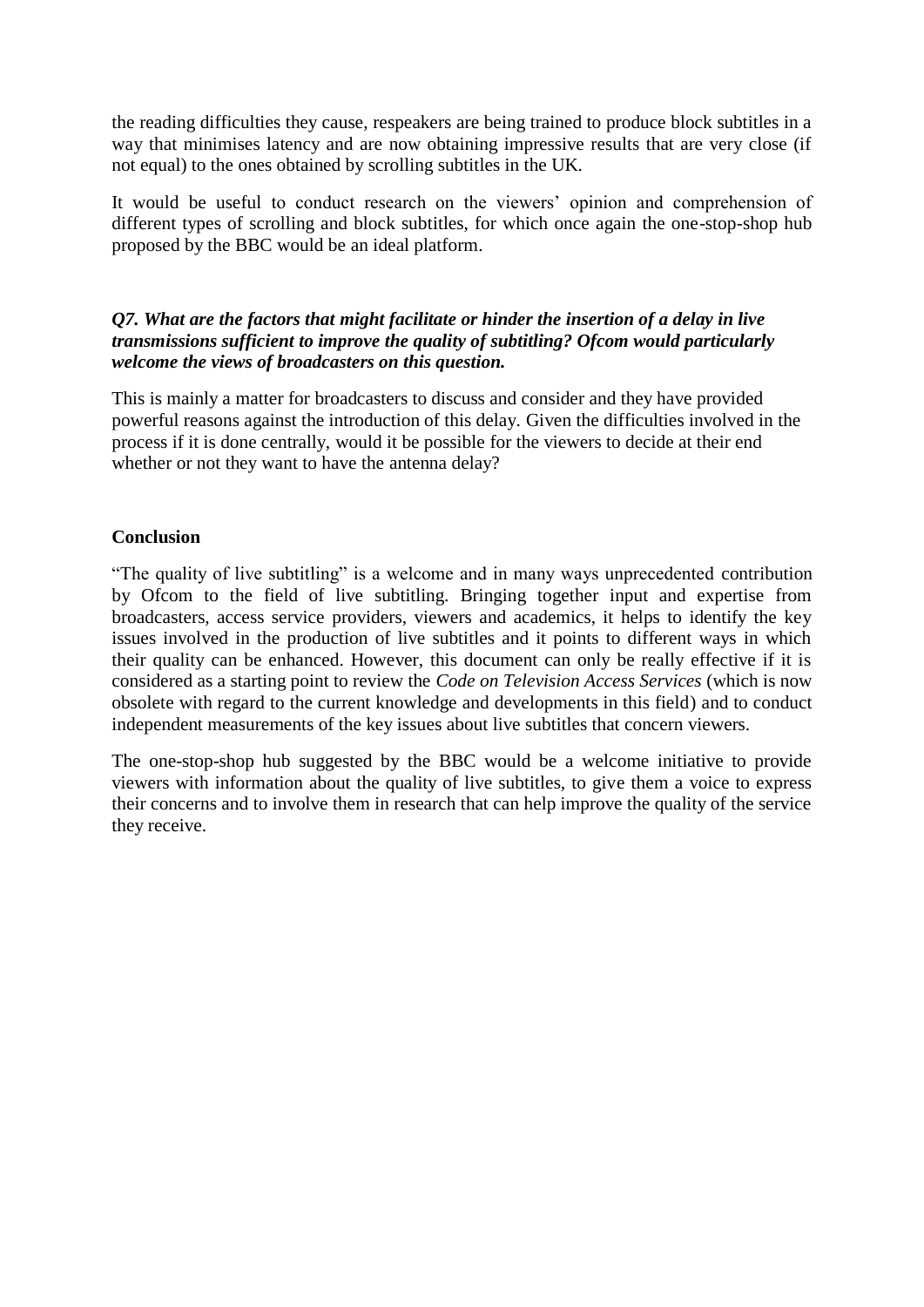the reading difficulties they cause, respeakers are being trained to produce block subtitles in a way that minimises latency and are now obtaining impressive results that are very close (if not equal) to the ones obtained by scrolling subtitles in the UK.

It would be useful to conduct research on the viewers' opinion and comprehension of different types of scrolling and block subtitles, for which once again the one-stop-shop hub proposed by the BBC would be an ideal platform.

***Q7. What are the factors that might facilitate or hinder the insertion of a delay in live transmissions sufficient to improve the quality of subtitling? Ofcom would particularly welcome the views of broadcasters on this question.***

This is mainly a matter for broadcasters to discuss and consider and they have provided powerful reasons against the introduction of this delay. Given the difficulties involved in the process if it is done centrally, would it be possible for the viewers to decide at their end whether or not they want to have the antenna delay?

**Conclusion**

"The quality of live subtitling" is a welcome and in many ways unprecedented contribution by Ofcom to the field of live subtitling. Bringing together input and expertise from broadcasters, access service providers, viewers and academics, it helps to identify the key issues involved in the production of live subtitles and it points to different ways in which their quality can be enhanced. However, this document can only be really effective if it is considered as a starting point to review the *Code on Television Access Services* (which is now obsolete with regard to the current knowledge and developments in this field) and to conduct independent measurements of the key issues about live subtitles that concern viewers.

The one-stop-shop hub suggested by the BBC would be a welcome initiative to provide viewers with information about the quality of live subtitles, to give them a voice to express their concerns and to involve them in research that can help improve the quality of the service they receive.